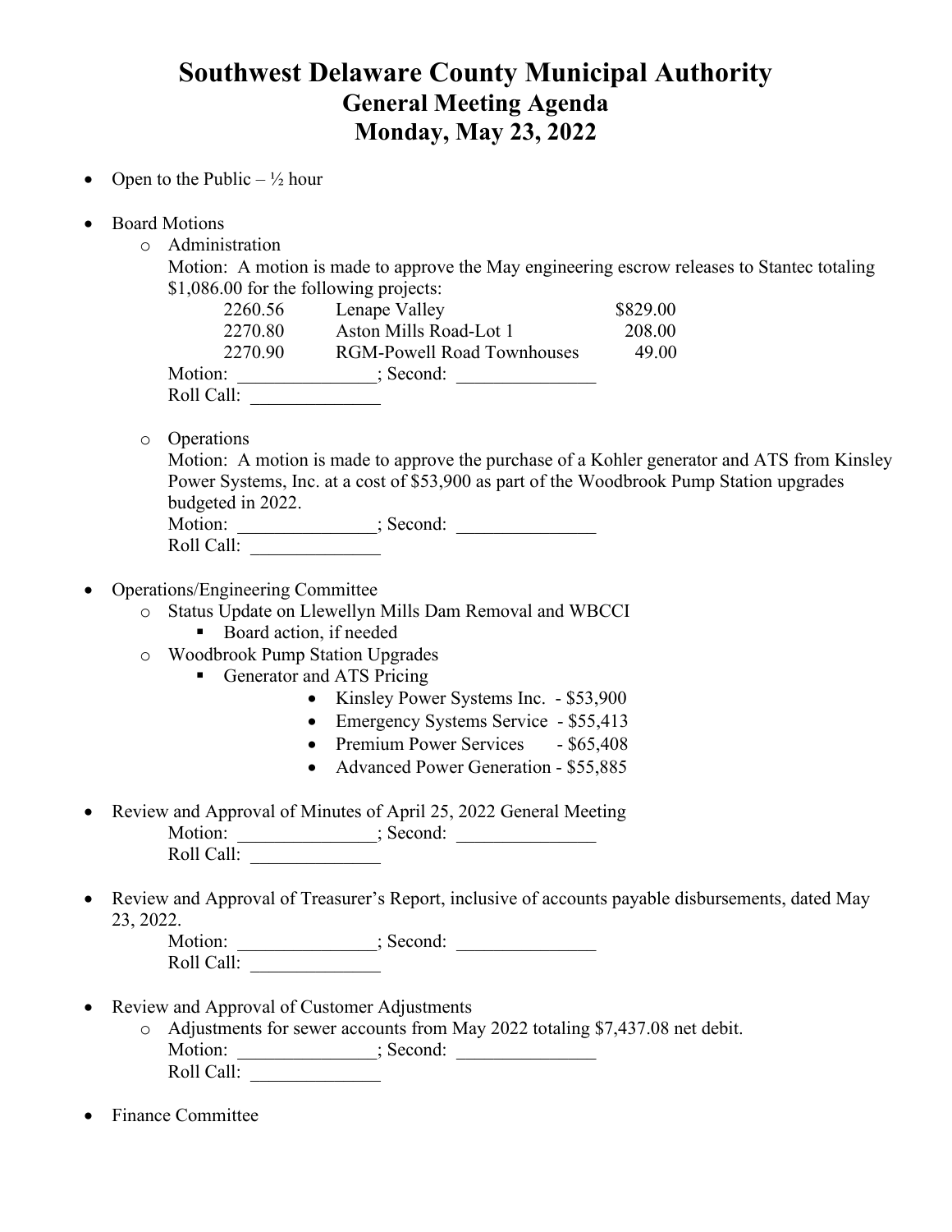# Southwest Delaware County Municipal Authority

## General Meeting Agenda

## Monday, May 23, 2022

- Open to the Public – ½ hour

- Board Motions
  - Administration

    Motion: A motion is made to approve the May engineering escrow releases to Stantec totaling $1,086.00 for the following projects:

    | | | |
    |---|---|---|
    | 2260.56 | Lenape Valley | $829.00 |
    | 2270.80 | Aston Mills Road-Lot 1 | 208.00 |
    | 2270.90 | RGM-Powell Road Townhouses | 49.00 |

    Motion: _______________; Second: _______________

    Roll Call: ______________

  - Operations

    Motion: A motion is made to approve the purchase of a Kohler generator and ATS from Kinsley Power Systems, Inc. at a cost of $53,900 as part of the Woodbrook Pump Station upgrades budgeted in 2022.

    Motion: _______________; Second: _______________

    Roll Call: ______________

- Operations/Engineering Committee
  - Status Update on Llewellyn Mills Dam Removal and WBCCI
    - Board action, if needed
  - Woodbrook Pump Station Upgrades
    - Generator and ATS Pricing
      - Kinsley Power Systems Inc. - $53,900
      - Emergency Systems Service - $55,413
      - Premium Power Services - $65,408
      - Advanced Power Generation - $55,885

- Review and Approval of Minutes of April 25, 2022 General Meeting

  Motion: _______________; Second: _______________

  Roll Call: ______________

- Review and Approval of Treasurer's Report, inclusive of accounts payable disbursements, dated May 23, 2022.

  Motion: _______________; Second: _______________

  Roll Call: ______________

- Review and Approval of Customer Adjustments
  - Adjustments for sewer accounts from May 2022 totaling $7,437.08 net debit.

    Motion: _______________; Second: _______________

    Roll Call: ______________

- Finance Committee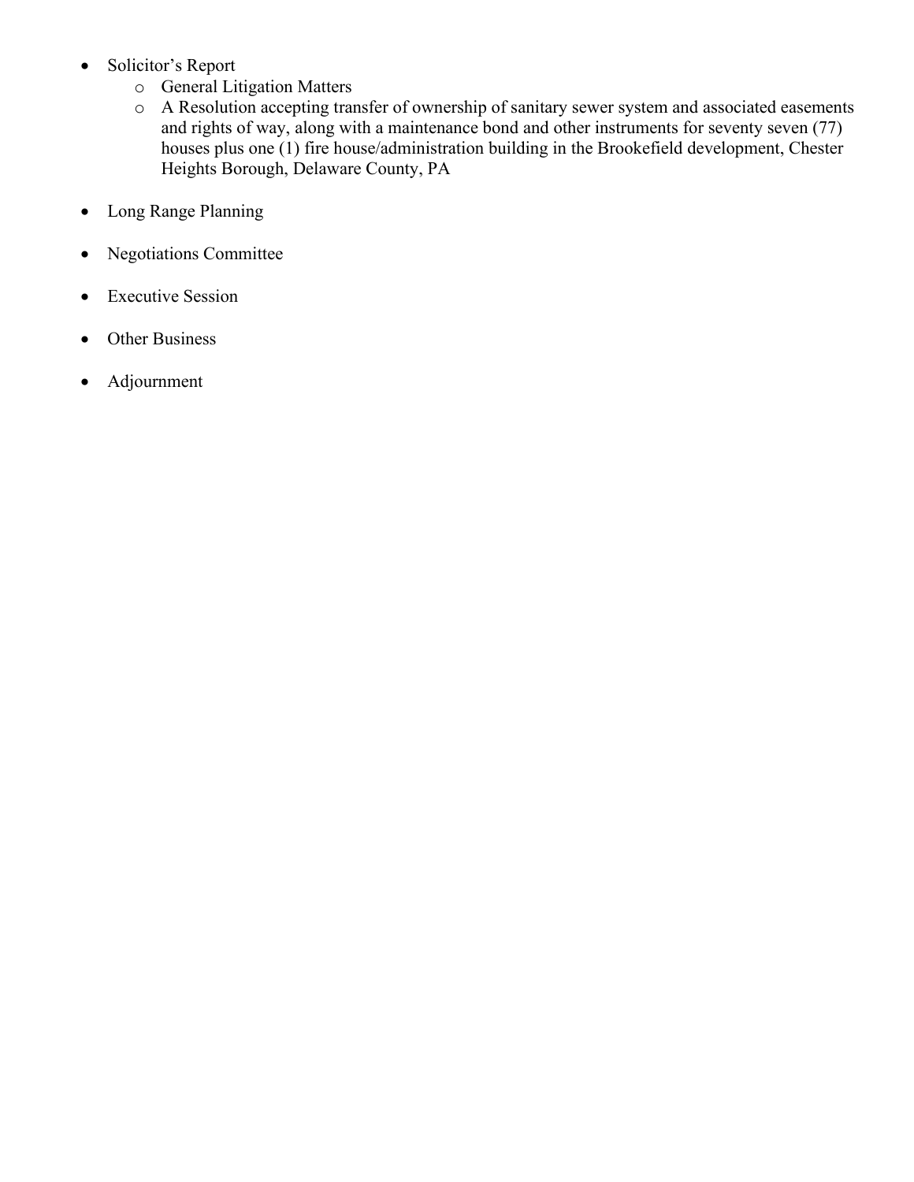- Solicitor's Report
  - General Litigation Matters
  - A Resolution accepting transfer of ownership of sanitary sewer system and associated easements and rights of way, along with a maintenance bond and other instruments for seventy seven (77) houses plus one (1) fire house/administration building in the Brookefield development, Chester Heights Borough, Delaware County, PA

- Long Range Planning

- Negotiations Committee

- Executive Session

- Other Business

- Adjournment